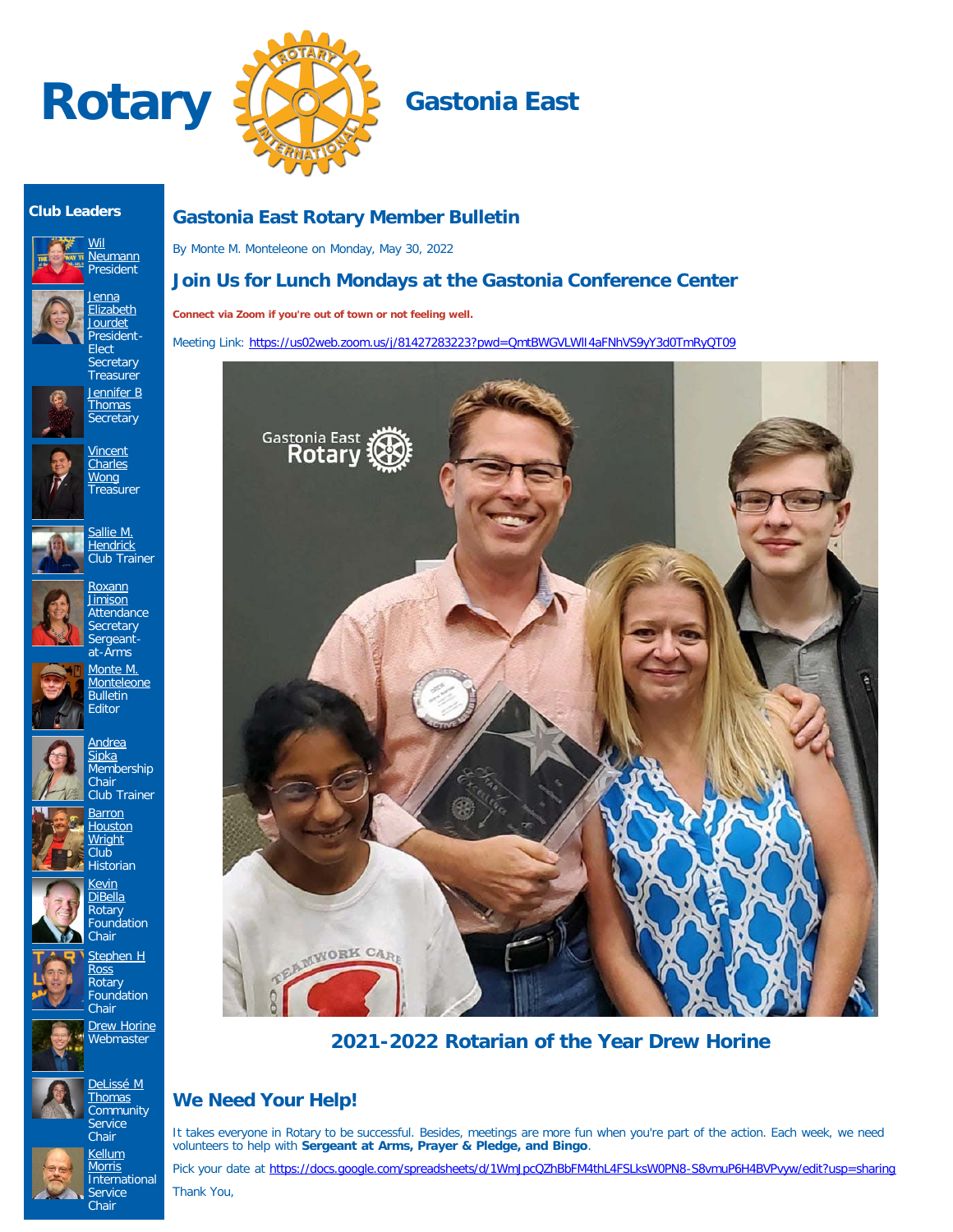# Rotary Gastonia East

## Club Leaders

- Wil Neumann — President
- Jenna Elizabeth Jourdet — President-Elect, Secretary, Treasurer
- Jennifer B Thomas — Secretary
- Vincent Charles Wong — Treasurer
- Sallie M. Hendrick — Club Trainer
- Roxann Jimison — Attendance Secretary, Sergeant-at-Arms
- Monte M. Monteleone — Bulletin Editor
- Andrea Sipka — Membership Chair, Club Trainer
- Barron Houston Wright — Club Historian
- Kevin DiBella — Rotary Foundation Chair
- Stephen H Ross — Rotary Foundation Chair
- Drew Horine — Webmaster
- DeLissé M Thomas — Community Service Chair
- Kellum Morris — International Service Chair

## Gastonia East Rotary Member Bulletin

By Monte M. Monteleone on Monday, May 30, 2022

## Join Us for Lunch Mondays at the Gastonia Conference Center

**Connect via Zoom if you're out of town or not feeling well.**

Meeting Link: https://us02web.zoom.us/j/81427283223?pwd=QmtBWGVLWlI4aFNhVS9yY3d0TmRyQT09

**2021-2022 Rotarian of the Year Drew Horine**

## We Need Your Help!

It takes everyone in Rotary to be successful. Besides, meetings are more fun when you're part of the action. Each week, we need volunteers to help with **Sergeant at Arms, Prayer & Pledge, and Bingo**.

Pick your date at https://docs.google.com/spreadsheets/d/1WmJpcQZhBbFM4thL4FSLksW0PN8-S8vmuP6H4BVPvyw/edit?usp=sharing

Thank You,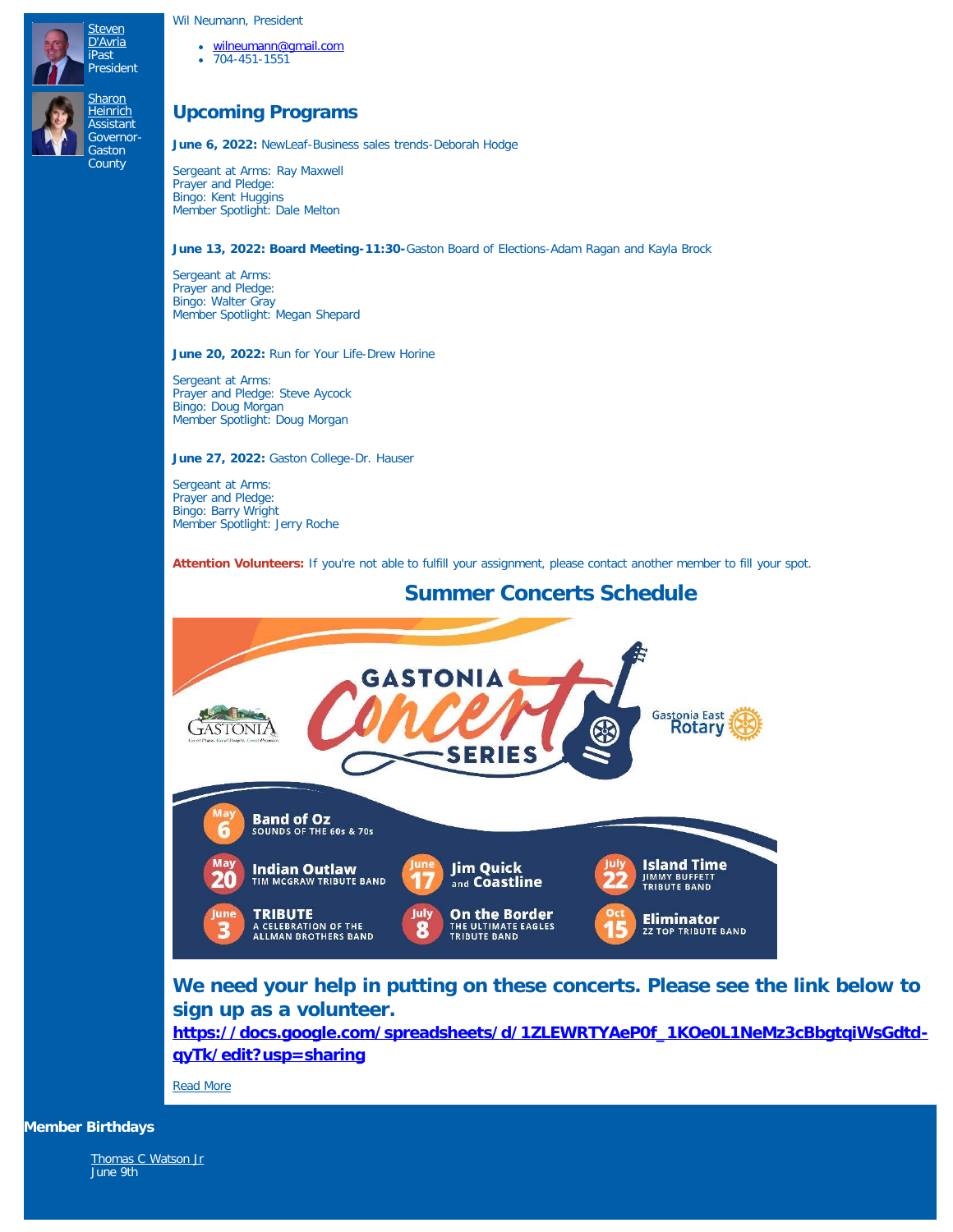Steven D'Avria
iPast President

Sharon Heinrich
Assistant Governor-Gaston County

Wil Neumann, President

- wilneumann@gmail.com
- 704-451-1551

## Upcoming Programs

**June 6, 2022:** NewLeaf-Business sales trends-Deborah Hodge

Sergeant at Arms: Ray Maxwell
Prayer and Pledge:
Bingo: Kent Huggins
Member Spotlight: Dale Melton

**June 13, 2022: Board Meeting-11:30-**Gaston Board of Elections-Adam Ragan and Kayla Brock

Sergeant at Arms:
Prayer and Pledge:
Bingo: Walter Gray
Member Spotlight: Megan Shepard

**June 20, 2022:** Run for Your Life-Drew Horine

Sergeant at Arms:
Prayer and Pledge: Steve Aycock
Bingo: Doug Morgan
Member Spotlight: Doug Morgan

**June 27, 2022:** Gaston College-Dr. Hauser

Sergeant at Arms:
Prayer and Pledge:
Bingo: Barry Wright
Member Spotlight: Jerry Roche

**Attention Volunteers:** If you're not able to fulfill your assignment, please contact another member to fill your spot.

## Summer Concerts Schedule

GASTONIA Concert SERIES
Gastonia East Rotary

- May 6 — Band of Oz, Sounds of the 60s & 70s
- May 20 — Indian Outlaw, Tim McGraw Tribute Band
- June 3 — TRIBUTE, A Celebration of the Allman Brothers Band
- June 17 — Jim Quick and Coastline
- July 8 — On the Border, The Ultimate Eagles Tribute Band
- July 22 — Island Time, Jimmy Buffett Tribute Band
- Oct 15 — Eliminator, ZZ Top Tribute Band

### We need your help in putting on these concerts. Please see the link below to sign up as a volunteer. https://docs.google.com/spreadsheets/d/1ZLEWRTYAeP0f_1KOe0L1NeMz3cBbgtqiWsGdtd-qyTk/edit?usp=sharing

Read More

**Member Birthdays**

Thomas C Watson Jr
June 9th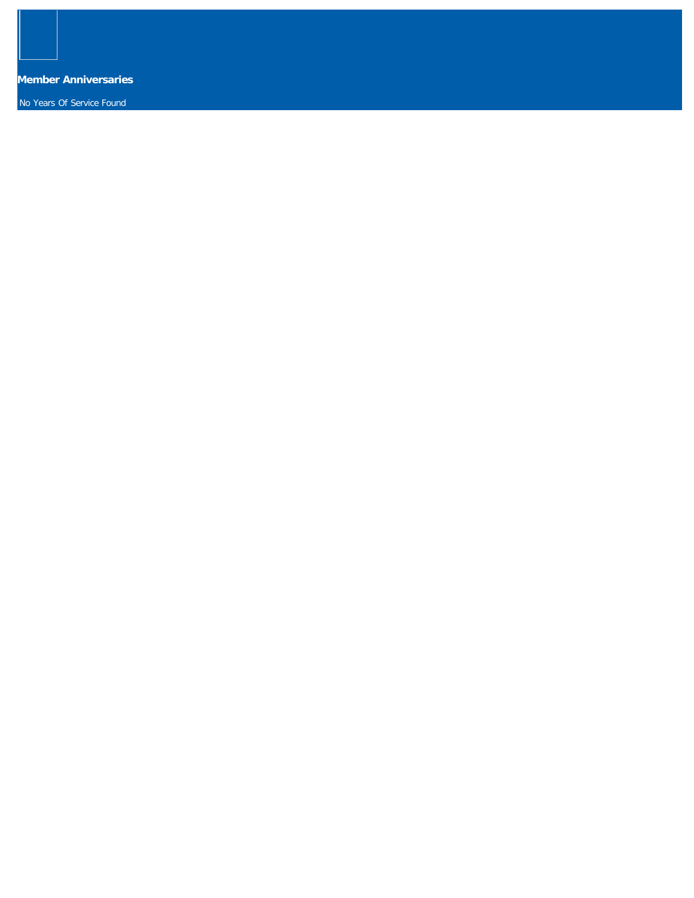### Member Anniversaries

No Years Of Service Found